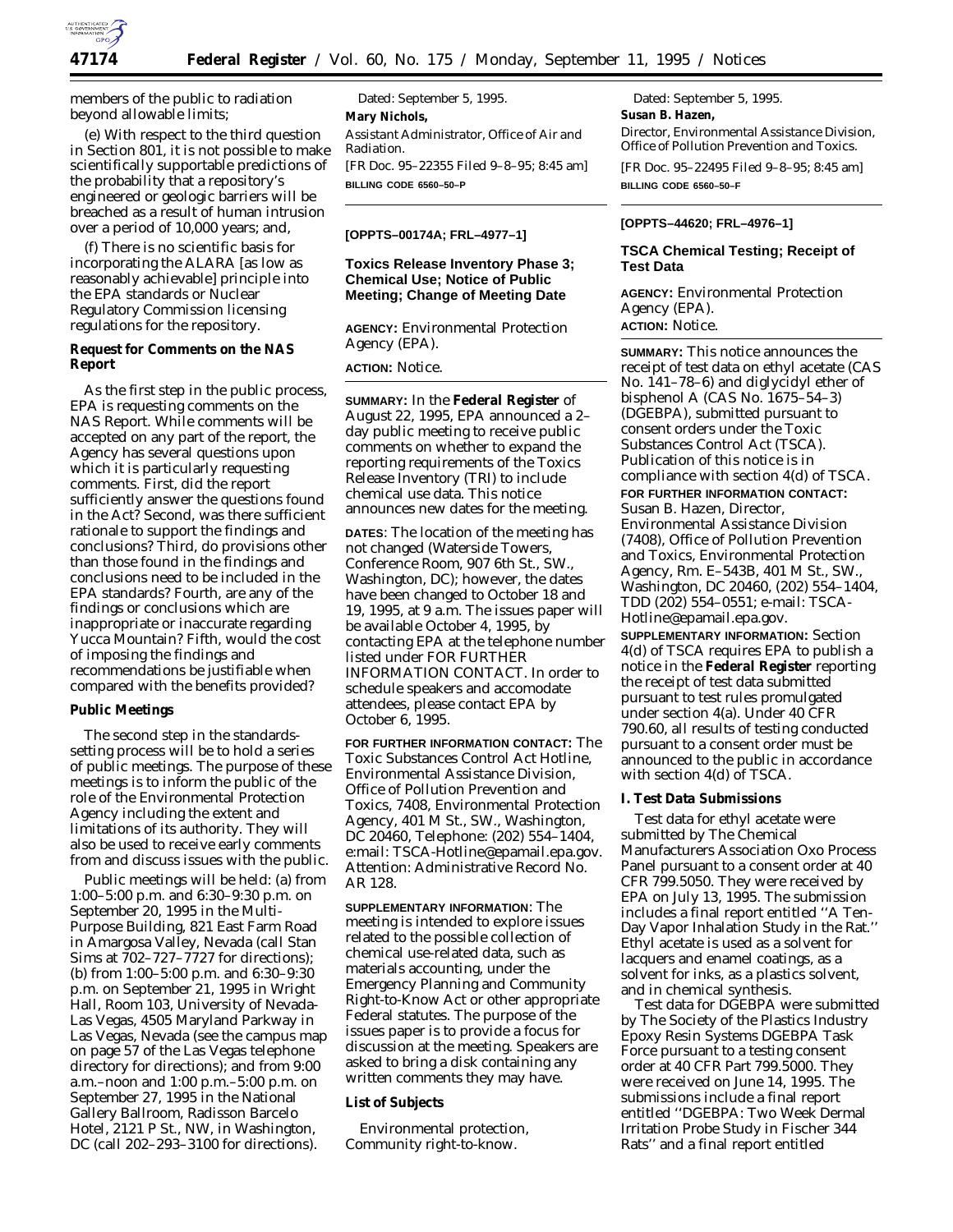members of the public to radiation beyond allowable limits;

(e) With respect to the third question in Section 801, it is not possible to make scientifically supportable predictions of the probability that a repository's engineered or geologic barriers will be breached as a result of human intrusion over a period of 10,000 years; and,

(f) There is no scientific basis for incorporating the ALARA [as low as reasonably achievable] principle into the EPA standards or Nuclear Regulatory Commission licensing regulations for the repository.

**Request for Comments on the NAS Report**

As the first step in the public process, EPA is requesting comments on the NAS Report. While comments will be accepted on any part of the report, the Agency has several questions upon which it is particularly requesting comments. First, did the report sufficiently answer the questions found in the Act? Second, was there sufficient rationale to support the findings and conclusions? Third, do provisions other than those found in the findings and conclusions need to be included in the EPA standards? Fourth, are any of the findings or conclusions which are inappropriate or inaccurate regarding Yucca Mountain? Fifth, would the cost of imposing the findings and recommendations be justifiable when compared with the benefits provided?

**Public Meetings**

The second step in the standards-setting process will be to hold a series of public meetings. The purpose of these meetings is to inform the public of the role of the Environmental Protection Agency including the extent and limitations of its authority. They will also be used to receive early comments from and discuss issues with the public.

Public meetings will be held: (a) from 1:00–5:00 p.m. and 6:30–9:30 p.m. on September 20, 1995 in the Multi-Purpose Building, 821 East Farm Road in Amargosa Valley, Nevada (call Stan Sims at 702–727–7727 for directions); (b) from 1:00–5:00 p.m. and 6:30–9:30 p.m. on September 21, 1995 in Wright Hall, Room 103, University of Nevada-Las Vegas, 4505 Maryland Parkway in Las Vegas, Nevada (see the campus map on page 57 of the Las Vegas telephone directory for directions); and from 9:00 a.m.–noon and 1:00 p.m.–5:00 p.m. on September 27, 1995 in the National Gallery Ballroom, Radisson Barcelo Hotel, 2121 P St., NW, in Washington, DC (call 202–293–3100 for directions).

Dated: September 5, 1995.

**Mary Nichols,**

*Assistant Administrator, Office of Air and Radiation.*

[FR Doc. 95–22355 Filed 9–8–95; 8:45 am]

BILLING CODE 6560–50–P

---

**[OPPTS–00174A; FRL–4977–1]**

**Toxics Release Inventory Phase 3; Chemical Use; Notice of Public Meeting; Change of Meeting Date**

**AGENCY:** Environmental Protection Agency (EPA).

**ACTION:** Notice.

**SUMMARY:** In the **Federal Register** of August 22, 1995, EPA announced a 2-day public meeting to receive public comments on whether to expand the reporting requirements of the Toxics Release Inventory (TRI) to include chemical use data. This notice announces new dates for the meeting.

**DATES**: The location of the meeting has not changed (Waterside Towers, Conference Room, 907 6th St., SW., Washington, DC); however, the dates have been changed to October 18 and 19, 1995, at 9 a.m. The issues paper will be available October 4, 1995, by contacting EPA at the telephone number listed under FOR FURTHER INFORMATION CONTACT. In order to schedule speakers and accomodate attendees, please contact EPA by October 6, 1995.

**FOR FURTHER INFORMATION CONTACT:** The Toxic Substances Control Act Hotline, Environmental Assistance Division, Office of Pollution Prevention and Toxics, 7408, Environmental Protection Agency, 401 M St., SW., Washington, DC 20460, Telephone: (202) 554–1404, e:mail: TSCA-Hotline@epamail.epa.gov. Attention: Administrative Record No. AR 128.

**SUPPLEMENTARY INFORMATION**: The meeting is intended to explore issues related to the possible collection of chemical use-related data, such as materials accounting, under the Emergency Planning and Community Right-to-Know Act or other appropriate Federal statutes. The purpose of the issues paper is to provide a focus for discussion at the meeting. Speakers are asked to bring a disk containing any written comments they may have.

**List of Subjects**

Environmental protection, Community right-to-know.

Dated: September 5, 1995.

**Susan B. Hazen,**

*Director, Environmental Assistance Division, Office of Pollution Prevention and Toxics.*

[FR Doc. 95–22495 Filed 9–8–95; 8:45 am]

BILLING CODE 6560–50–F

---

**[OPPTS–44620; FRL–4976–1]**

**TSCA Chemical Testing; Receipt of Test Data**

**AGENCY:** Environmental Protection Agency (EPA).

**ACTION:** Notice.

**SUMMARY:** This notice announces the receipt of test data on ethyl acetate (CAS No. 141–78–6) and diglycidyl ether of bisphenol A (CAS No. 1675–54–3) (DGEBPA), submitted pursuant to consent orders under the Toxic Substances Control Act (TSCA). Publication of this notice is in compliance with section 4(d) of TSCA.

**FOR FURTHER INFORMATION CONTACT:** Susan B. Hazen, Director, Environmental Assistance Division (7408), Office of Pollution Prevention and Toxics, Environmental Protection Agency, Rm. E–543B, 401 M St., SW., Washington, DC 20460, (202) 554–1404, TDD (202) 554–0551; e-mail: TSCA-Hotline@epamail.epa.gov.

**SUPPLEMENTARY INFORMATION:** Section 4(d) of TSCA requires EPA to publish a notice in the **Federal Register** reporting the receipt of test data submitted pursuant to test rules promulgated under section 4(a). Under 40 CFR 790.60, all results of testing conducted pursuant to a consent order must be announced to the public in accordance with section 4(d) of TSCA.

**I. Test Data Submissions**

Test data for ethyl acetate were submitted by The Chemical Manufacturers Association Oxo Process Panel pursuant to a consent order at 40 CFR 799.5050. They were received by EPA on July 13, 1995. The submission includes a final report entitled ''A Ten-Day Vapor Inhalation Study in the Rat.'' Ethyl acetate is used as a solvent for lacquers and enamel coatings, as a solvent for inks, as a plastics solvent, and in chemical synthesis.

Test data for DGEBPA were submitted by The Society of the Plastics Industry Epoxy Resin Systems DGEBPA Task Force pursuant to a testing consent order at 40 CFR Part 799.5000. They were received on June 14, 1995. The submissions include a final report entitled ''DGEBPA: Two Week Dermal Irritation Probe Study in Fischer 344 Rats'' and a final report entitled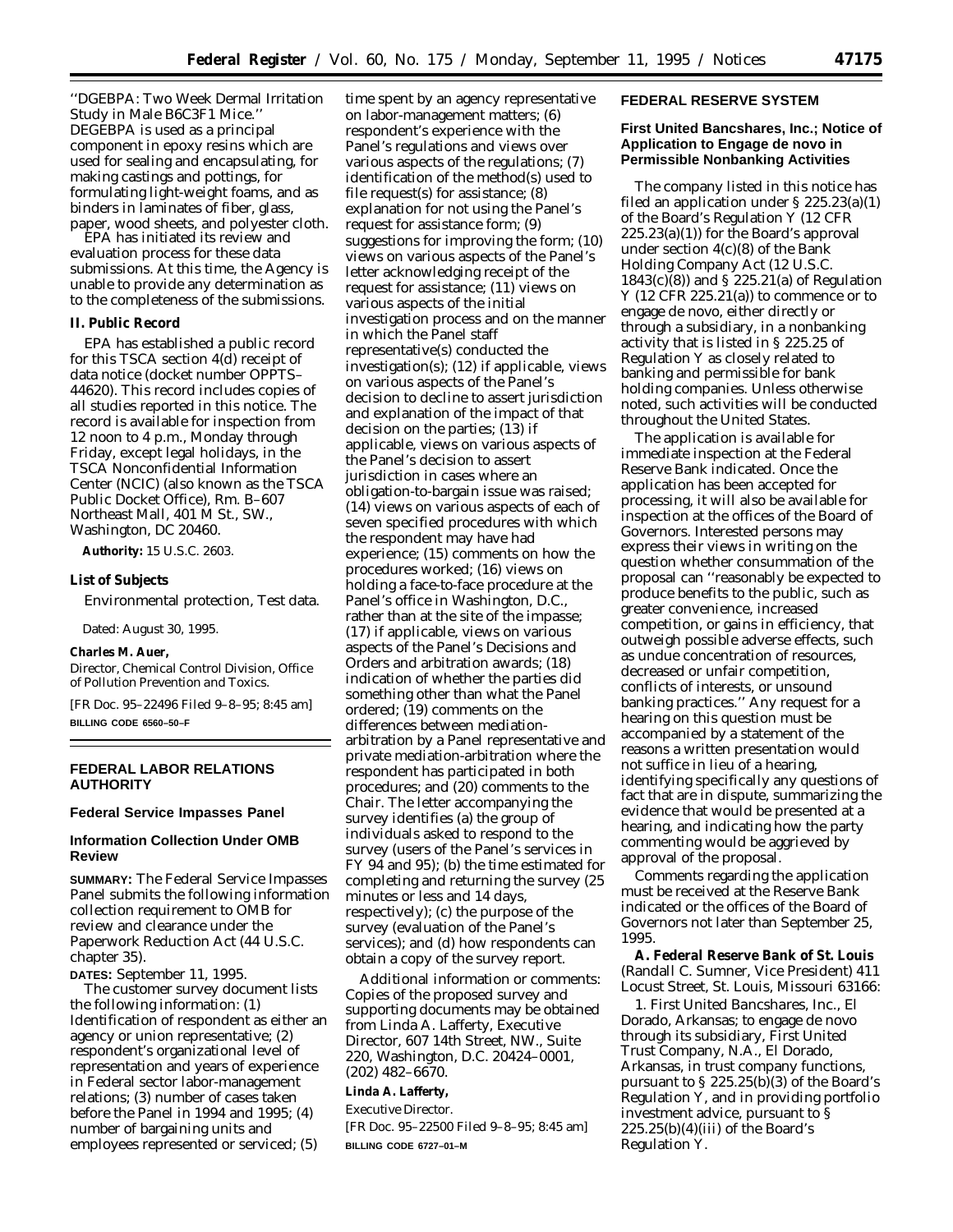''DGEBPA: Two Week Dermal Irritation Study in Male B6C3F1 Mice.'' DEGEBPA is used as a principal component in epoxy resins which are used for sealing and encapsulating, for making castings and pottings, for formulating light-weight foams, and as binders in laminates of fiber, glass, paper, wood sheets, and polyester cloth.

EPA has initiated its review and evaluation process for these data submissions. At this time, the Agency is unable to provide any determination as to the completeness of the submissions.

## II. Public Record

EPA has established a public record for this TSCA section 4(d) receipt of data notice (docket number OPPTS–44620). This record includes copies of all studies reported in this notice. The record is available for inspection from 12 noon to 4 p.m., Monday through Friday, except legal holidays, in the TSCA Nonconfidential Information Center (NCIC) (also known as the TSCA Public Docket Office), Rm. B–607 Northeast Mall, 401 M St., SW., Washington, DC 20460.

**Authority:** 15 U.S.C. 2603.

## List of Subjects

Environmental protection, Test data.

Dated: August 30, 1995.

**Charles M. Auer,**

*Director, Chemical Control Division, Office of Pollution Prevention and Toxics.*

[FR Doc. 95–22496 Filed 9–8–95; 8:45 am]

**BILLING CODE 6560–50–F**

# FEDERAL LABOR RELATIONS AUTHORITY

## Federal Service Impasses Panel

## Information Collection Under OMB Review

**SUMMARY:** The Federal Service Impasses Panel submits the following information collection requirement to OMB for review and clearance under the Paperwork Reduction Act (44 U.S.C. chapter 35).

**DATES:** September 11, 1995.

The customer survey document lists the following information: (1) Identification of respondent as either an agency or union representative; (2) respondent's organizational level of representation and years of experience in Federal sector labor-management relations; (3) number of cases taken before the Panel in 1994 and 1995; (4) number of bargaining units and employees represented or serviced; (5) time spent by an agency representative on labor-management matters; (6) respondent's experience with the Panel's regulations and views over various aspects of the regulations; (7) identification of the method(s) used to file request(s) for assistance; (8) explanation for not using the Panel's request for assistance form; (9) suggestions for improving the form; (10) views on various aspects of the Panel's letter acknowledging receipt of the request for assistance; (11) views on various aspects of the initial investigation process and on the manner in which the Panel staff representative(s) conducted the investigation(s); (12) if applicable, views on various aspects of the Panel's decision to decline to assert jurisdiction and explanation of the impact of that decision on the parties; (13) if applicable, views on various aspects of the Panel's decision to assert jurisdiction in cases where an obligation-to-bargain issue was raised; (14) views on various aspects of each of seven specified procedures with which the respondent may have had experience; (15) comments on how the procedures worked; (16) views on holding a face-to-face procedure at the Panel's office in Washington, D.C., rather than at the site of the impasse; (17) if applicable, views on various aspects of the Panel's Decisions and Orders and arbitration awards; (18) indication of whether the parties did something other than what the Panel ordered; (19) comments on the differences between mediation-arbitration by a Panel representative and private mediation-arbitration where the respondent has participated in both procedures; and (20) comments to the Chair. The letter accompanying the survey identifies (a) the group of individuals asked to respond to the survey (users of the Panel's services in FY 94 and 95); (b) the time estimated for completing and returning the survey (25 minutes or less and 14 days, respectively); (c) the purpose of the survey (evaluation of the Panel's services); and (d) how respondents can obtain a copy of the survey report.

Additional information or comments: Copies of the proposed survey and supporting documents may be obtained from Linda A. Lafferty, Executive Director, 607 14th Street, NW., Suite 220, Washington, D.C. 20424–0001, (202) 482–6670.

**Linda A. Lafferty,**

*Executive Director.*

[FR Doc. 95–22500 Filed 9–8–95; 8:45 am]

**BILLING CODE 6727–01–M**

# FEDERAL RESERVE SYSTEM

## First United Bancshares, Inc.; Notice of Application to Engage de novo in Permissible Nonbanking Activities

The company listed in this notice has filed an application under § 225.23(a)(1) of the Board's Regulation Y (12 CFR 225.23(a)(1)) for the Board's approval under section 4(c)(8) of the Bank Holding Company Act (12 U.S.C. 1843(c)(8)) and § 225.21(a) of Regulation Y (12 CFR 225.21(a)) to commence or to engage de novo, either directly or through a subsidiary, in a nonbanking activity that is listed in § 225.25 of Regulation Y as closely related to banking and permissible for bank holding companies. Unless otherwise noted, such activities will be conducted throughout the United States.

The application is available for immediate inspection at the Federal Reserve Bank indicated. Once the application has been accepted for processing, it will also be available for inspection at the offices of the Board of Governors. Interested persons may express their views in writing on the question whether consummation of the proposal can ''reasonably be expected to produce benefits to the public, such as greater convenience, increased competition, or gains in efficiency, that outweigh possible adverse effects, such as undue concentration of resources, decreased or unfair competition, conflicts of interests, or unsound banking practices.'' Any request for a hearing on this question must be accompanied by a statement of the reasons a written presentation would not suffice in lieu of a hearing, identifying specifically any questions of fact that are in dispute, summarizing the evidence that would be presented at a hearing, and indicating how the party commenting would be aggrieved by approval of the proposal.

Comments regarding the application must be received at the Reserve Bank indicated or the offices of the Board of Governors not later than September 25, 1995.

**A. Federal Reserve Bank of St. Louis** (Randall C. Sumner, Vice President) 411 Locust Street, St. Louis, Missouri 63166:

1. First United Bancshares, Inc., El Dorado, Arkansas; to engage de novo through its subsidiary, First United Trust Company, N.A., El Dorado, Arkansas, in trust company functions, pursuant to § 225.25(b)(3) of the Board's Regulation Y, and in providing portfolio investment advice, pursuant to § 225.25(b)(4)(iii) of the Board's Regulation Y.